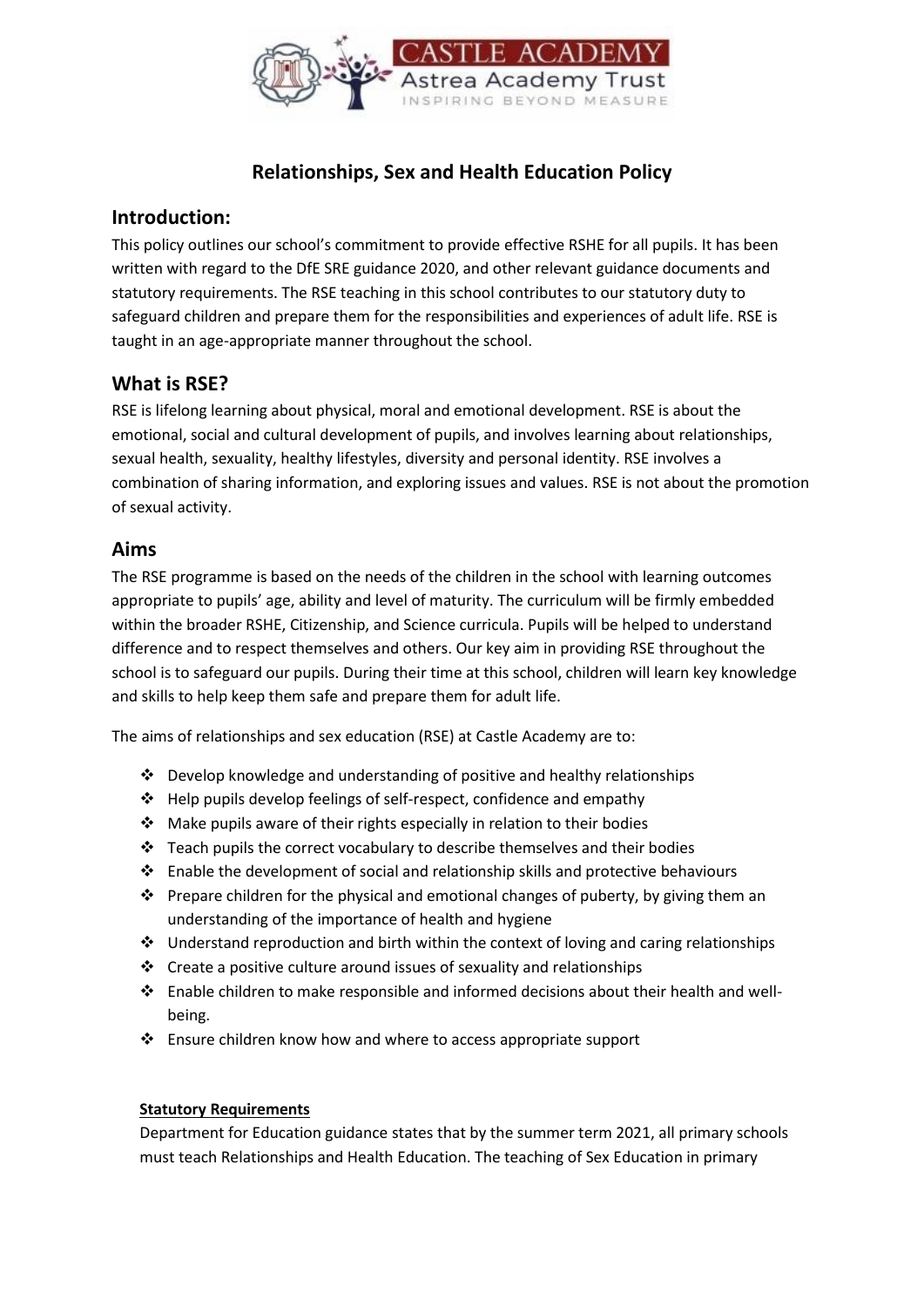# Relationships, Sex and Health Education Policy

## Introduction:

This policy outlines our school's commitment to provide effective RSHE for all pupils. It has been written with regard to the DfE SRE guidance 2020, and other relevant guidance documents and statutory requirements. The RSE teaching in this school contributes to our statutory duty to safeguard children and prepare them for the responsibilities and experiences of adult life. RSE is taught in an age-appropriate manner throughout the school.

## What is RSE?

RSE is lifelong learning about physical, moral and emotional development. RSE is about the emotional, social and cultural development of pupils, and involves learning about relationships, sexual health, sexuality, healthy lifestyles, diversity and personal identity. RSE involves a combination of sharing information, and exploring issues and values. RSE is not about the promotion of sexual activity.

## Aims

The RSE programme is based on the needs of the children in the school with learning outcomes appropriate to pupils' age, ability and level of maturity. The curriculum will be firmly embedded within the broader RSHE, Citizenship, and Science curricula. Pupils will be helped to understand difference and to respect themselves and others. Our key aim in providing RSE throughout the school is to safeguard our pupils. During their time at this school, children will learn key knowledge and skills to help keep them safe and prepare them for adult life.

The aims of relationships and sex education (RSE) at Castle Academy are to:

- Develop knowledge and understanding of positive and healthy relationships
- Help pupils develop feelings of self-respect, confidence and empathy
- Make pupils aware of their rights especially in relation to their bodies
- Teach pupils the correct vocabulary to describe themselves and their bodies
- Enable the development of social and relationship skills and protective behaviours
- Prepare children for the physical and emotional changes of puberty, by giving them an understanding of the importance of health and hygiene
- Understand reproduction and birth within the context of loving and caring relationships
- Create a positive culture around issues of sexuality and relationships
- Enable children to make responsible and informed decisions about their health and well-being.
- Ensure children know how and where to access appropriate support

**Statutory Requirements**

Department for Education guidance states that by the summer term 2021, all primary schools must teach Relationships and Health Education. The teaching of Sex Education in primary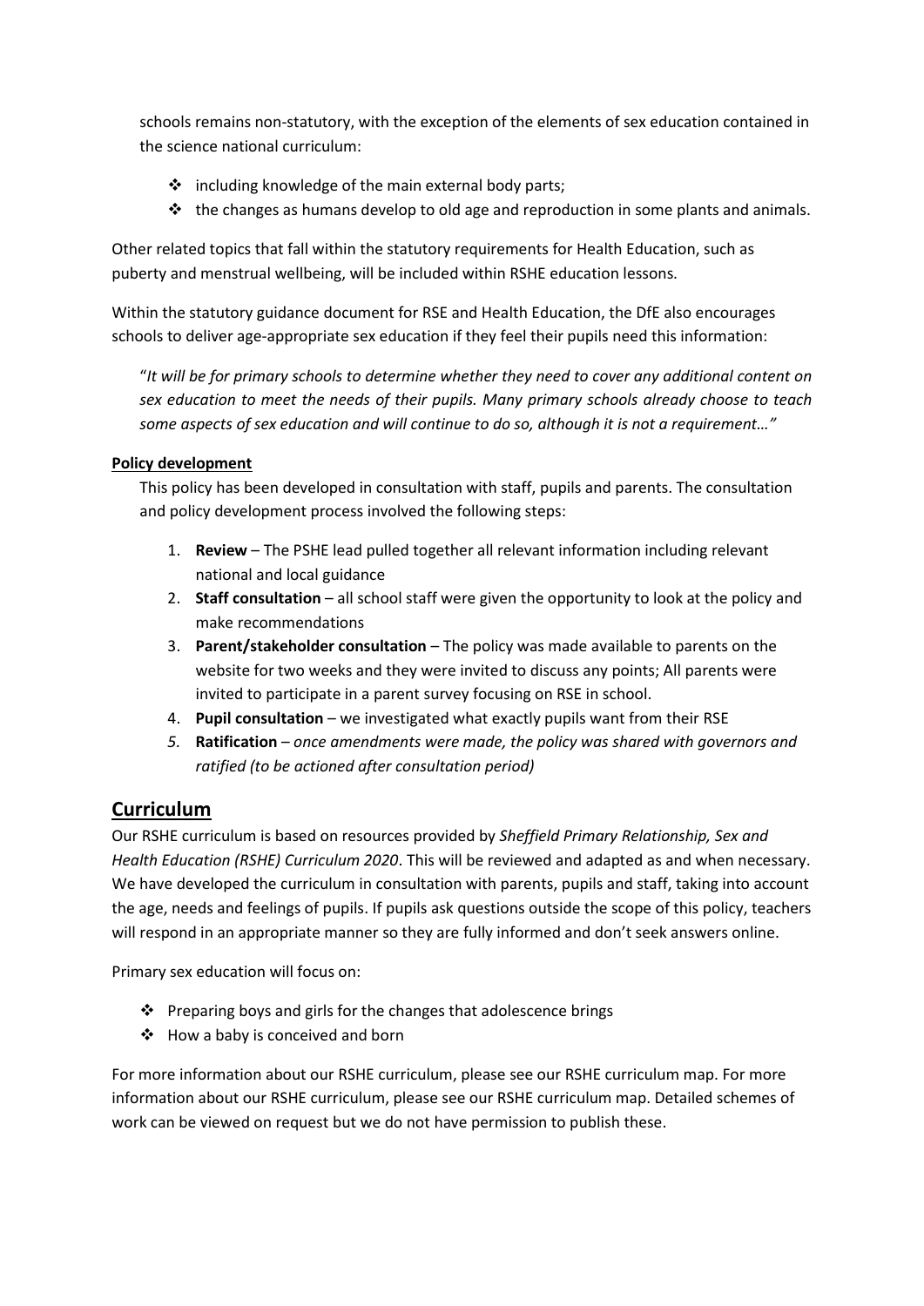schools remains non-statutory, with the exception of the elements of sex education contained in the science national curriculum:

- including knowledge of the main external body parts;
- the changes as humans develop to old age and reproduction in some plants and animals.

Other related topics that fall within the statutory requirements for Health Education, such as puberty and menstrual wellbeing, will be included within RSHE education lessons.

Within the statutory guidance document for RSE and Health Education, the DfE also encourages schools to deliver age-appropriate sex education if they feel their pupils need this information:

"*It will be for primary schools to determine whether they need to cover any additional content on sex education to meet the needs of their pupils. Many primary schools already choose to teach some aspects of sex education and will continue to do so, although it is not a requirement…"*

**Policy development**

This policy has been developed in consultation with staff, pupils and parents. The consultation and policy development process involved the following steps:

1. **Review** – The PSHE lead pulled together all relevant information including relevant national and local guidance
2. **Staff consultation** – all school staff were given the opportunity to look at the policy and make recommendations
3. **Parent/stakeholder consultation** – The policy was made available to parents on the website for two weeks and they were invited to discuss any points; All parents were invited to participate in a parent survey focusing on RSE in school.
4. **Pupil consultation** – we investigated what exactly pupils want from their RSE
5. **Ratification** – *once amendments were made, the policy was shared with governors and ratified (to be actioned after consultation period)*

## Curriculum

Our RSHE curriculum is based on resources provided by *Sheffield Primary Relationship, Sex and Health Education (RSHE) Curriculum 2020*. This will be reviewed and adapted as and when necessary. We have developed the curriculum in consultation with parents, pupils and staff, taking into account the age, needs and feelings of pupils. If pupils ask questions outside the scope of this policy, teachers will respond in an appropriate manner so they are fully informed and don't seek answers online.

Primary sex education will focus on:

- Preparing boys and girls for the changes that adolescence brings
- How a baby is conceived and born

For more information about our RSHE curriculum, please see our RSHE curriculum map. For more information about our RSHE curriculum, please see our RSHE curriculum map. Detailed schemes of work can be viewed on request but we do not have permission to publish these.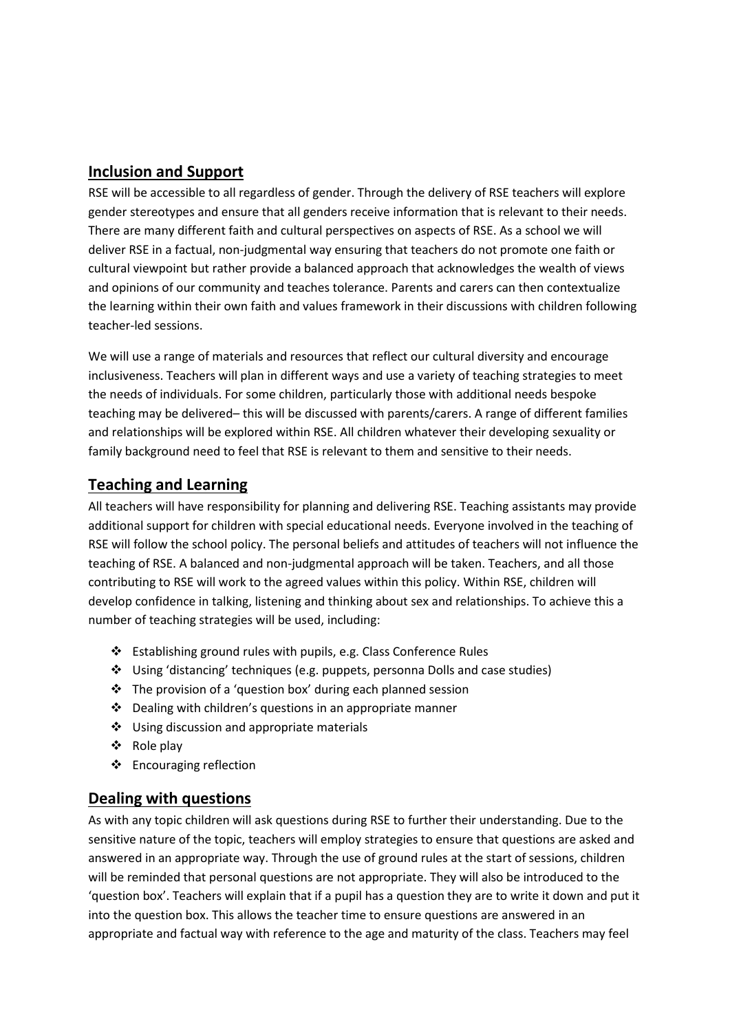## Inclusion and Support

RSE will be accessible to all regardless of gender. Through the delivery of RSE teachers will explore gender stereotypes and ensure that all genders receive information that is relevant to their needs. There are many different faith and cultural perspectives on aspects of RSE. As a school we will deliver RSE in a factual, non-judgmental way ensuring that teachers do not promote one faith or cultural viewpoint but rather provide a balanced approach that acknowledges the wealth of views and opinions of our community and teaches tolerance. Parents and carers can then contextualize the learning within their own faith and values framework in their discussions with children following teacher-led sessions.

We will use a range of materials and resources that reflect our cultural diversity and encourage inclusiveness. Teachers will plan in different ways and use a variety of teaching strategies to meet the needs of individuals. For some children, particularly those with additional needs bespoke teaching may be delivered– this will be discussed with parents/carers. A range of different families and relationships will be explored within RSE. All children whatever their developing sexuality or family background need to feel that RSE is relevant to them and sensitive to their needs.

## Teaching and Learning

All teachers will have responsibility for planning and delivering RSE. Teaching assistants may provide additional support for children with special educational needs. Everyone involved in the teaching of RSE will follow the school policy. The personal beliefs and attitudes of teachers will not influence the teaching of RSE. A balanced and non-judgmental approach will be taken. Teachers, and all those contributing to RSE will work to the agreed values within this policy. Within RSE, children will develop confidence in talking, listening and thinking about sex and relationships. To achieve this a number of teaching strategies will be used, including:

- Establishing ground rules with pupils, e.g. Class Conference Rules
- Using 'distancing' techniques (e.g. puppets, personna Dolls and case studies)
- The provision of a 'question box' during each planned session
- Dealing with children's questions in an appropriate manner
- Using discussion and appropriate materials
- Role play
- Encouraging reflection

## Dealing with questions

As with any topic children will ask questions during RSE to further their understanding. Due to the sensitive nature of the topic, teachers will employ strategies to ensure that questions are asked and answered in an appropriate way. Through the use of ground rules at the start of sessions, children will be reminded that personal questions are not appropriate. They will also be introduced to the 'question box'. Teachers will explain that if a pupil has a question they are to write it down and put it into the question box. This allows the teacher time to ensure questions are answered in an appropriate and factual way with reference to the age and maturity of the class. Teachers may feel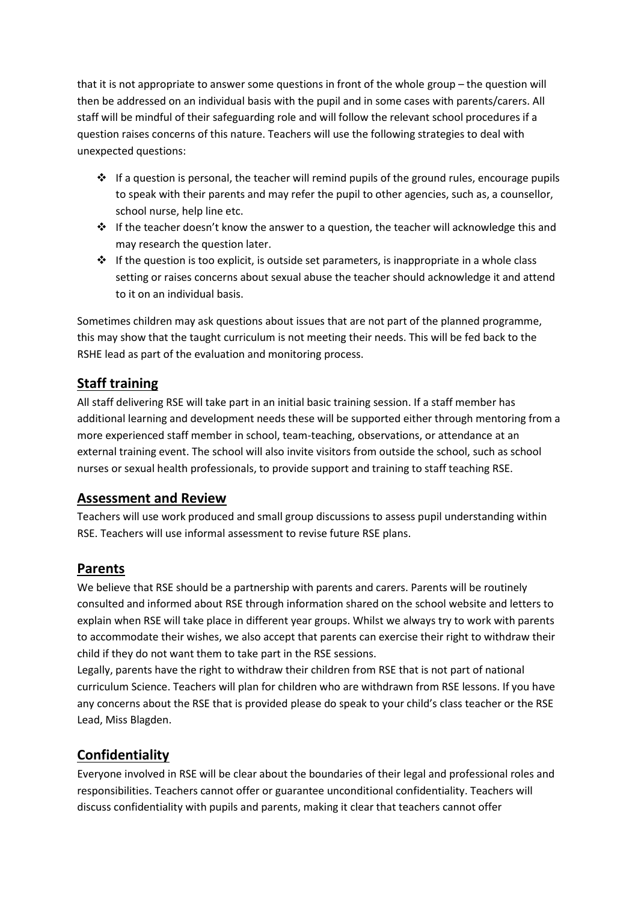that it is not appropriate to answer some questions in front of the whole group – the question will then be addressed on an individual basis with the pupil and in some cases with parents/carers. All staff will be mindful of their safeguarding role and will follow the relevant school procedures if a question raises concerns of this nature. Teachers will use the following strategies to deal with unexpected questions:

- If a question is personal, the teacher will remind pupils of the ground rules, encourage pupils to speak with their parents and may refer the pupil to other agencies, such as, a counsellor, school nurse, help line etc.
- If the teacher doesn't know the answer to a question, the teacher will acknowledge this and may research the question later.
- If the question is too explicit, is outside set parameters, is inappropriate in a whole class setting or raises concerns about sexual abuse the teacher should acknowledge it and attend to it on an individual basis.

Sometimes children may ask questions about issues that are not part of the planned programme, this may show that the taught curriculum is not meeting their needs. This will be fed back to the RSHE lead as part of the evaluation and monitoring process.

## Staff training

All staff delivering RSE will take part in an initial basic training session. If a staff member has additional learning and development needs these will be supported either through mentoring from a more experienced staff member in school, team-teaching, observations, or attendance at an external training event. The school will also invite visitors from outside the school, such as school nurses or sexual health professionals, to provide support and training to staff teaching RSE.

## Assessment and Review

Teachers will use work produced and small group discussions to assess pupil understanding within RSE. Teachers will use informal assessment to revise future RSE plans.

## Parents

We believe that RSE should be a partnership with parents and carers. Parents will be routinely consulted and informed about RSE through information shared on the school website and letters to explain when RSE will take place in different year groups. Whilst we always try to work with parents to accommodate their wishes, we also accept that parents can exercise their right to withdraw their child if they do not want them to take part in the RSE sessions.
Legally, parents have the right to withdraw their children from RSE that is not part of national curriculum Science. Teachers will plan for children who are withdrawn from RSE lessons. If you have any concerns about the RSE that is provided please do speak to your child's class teacher or the RSE Lead, Miss Blagden.

## Confidentiality

Everyone involved in RSE will be clear about the boundaries of their legal and professional roles and responsibilities. Teachers cannot offer or guarantee unconditional confidentiality. Teachers will discuss confidentiality with pupils and parents, making it clear that teachers cannot offer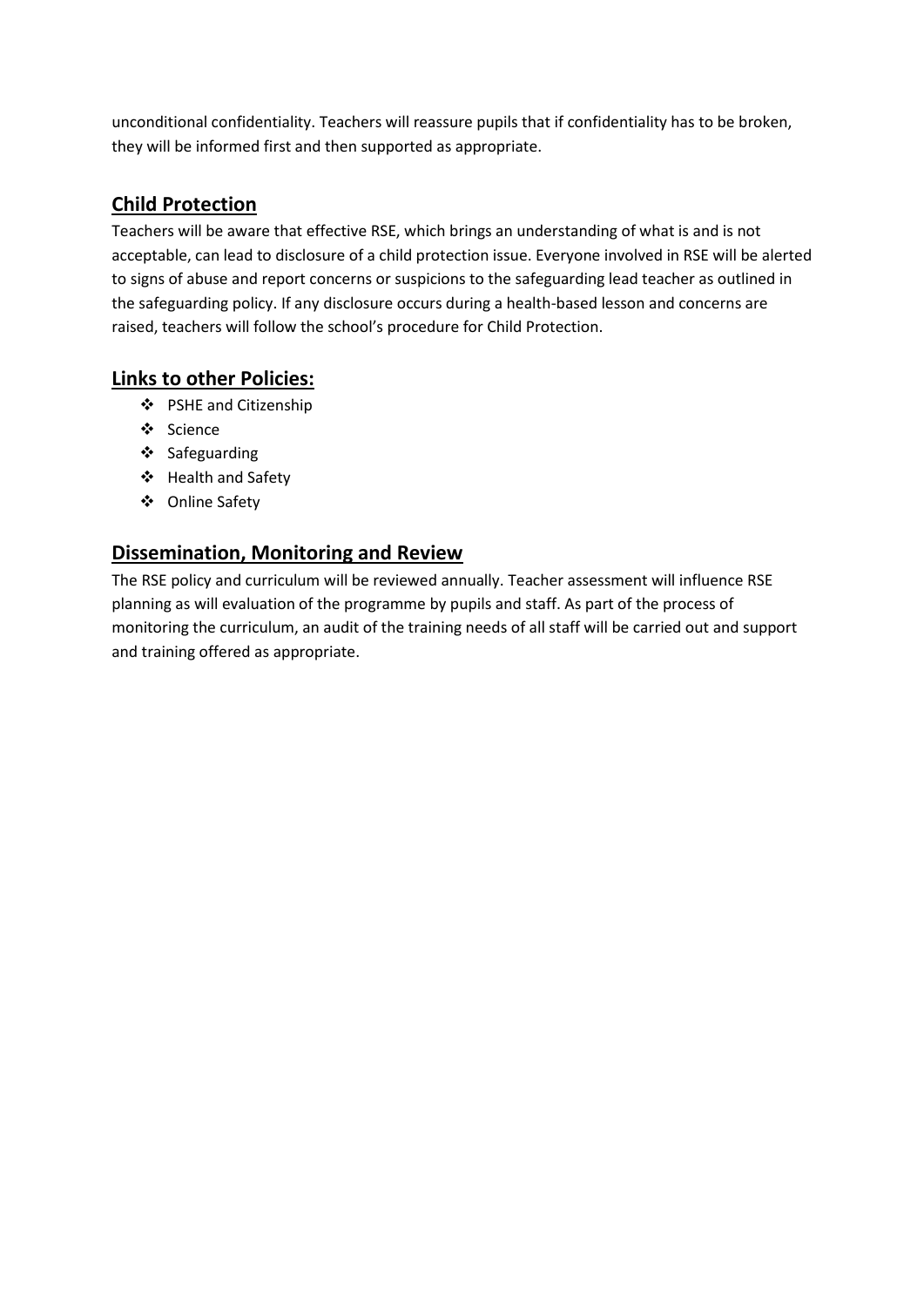unconditional confidentiality. Teachers will reassure pupils that if confidentiality has to be broken, they will be informed first and then supported as appropriate.

## Child Protection

Teachers will be aware that effective RSE, which brings an understanding of what is and is not acceptable, can lead to disclosure of a child protection issue. Everyone involved in RSE will be alerted to signs of abuse and report concerns or suspicions to the safeguarding lead teacher as outlined in the safeguarding policy. If any disclosure occurs during a health-based lesson and concerns are raised, teachers will follow the school's procedure for Child Protection.

## Links to other Policies:

- PSHE and Citizenship
- Science
- Safeguarding
- Health and Safety
- Online Safety

## Dissemination, Monitoring and Review

The RSE policy and curriculum will be reviewed annually. Teacher assessment will influence RSE planning as will evaluation of the programme by pupils and staff. As part of the process of monitoring the curriculum, an audit of the training needs of all staff will be carried out and support and training offered as appropriate.